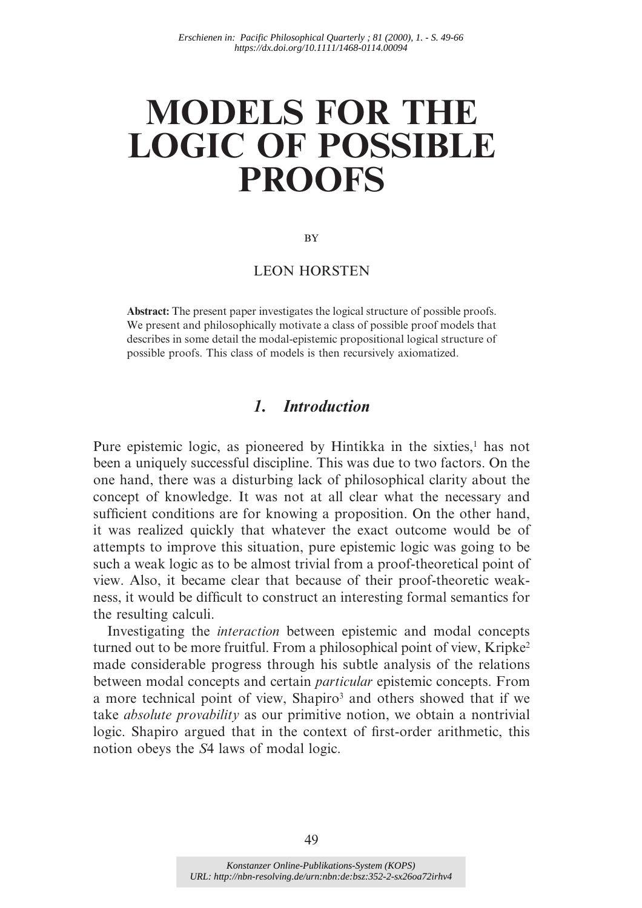*Erschienen in: Pacific Philosophical Quarterly ; 81 (2000), 1. - S. 49-66*
*https://dx.doi.org/10.1111/1468-0114.00094*

# MODELS FOR THE LOGIC OF POSSIBLE PROOFS

BY

LEON HORSTEN

**Abstract:** The present paper investigates the logical structure of possible proofs. We present and philosophically motivate a class of possible proof models that describes in some detail the modal-epistemic propositional logical structure of possible proofs. This class of models is then recursively axiomatized.

## *1. Introduction*

Pure epistemic logic, as pioneered by Hintikka in the sixties,[1] has not been a uniquely successful discipline. This was due to two factors. On the one hand, there was a disturbing lack of philosophical clarity about the concept of knowledge. It was not at all clear what the necessary and sufficient conditions are for knowing a proposition. On the other hand, it was realized quickly that whatever the exact outcome would be of attempts to improve this situation, pure epistemic logic was going to be such a weak logic as to be almost trivial from a proof-theoretical point of view. Also, it became clear that because of their proof-theoretic weakness, it would be difficult to construct an interesting formal semantics for the resulting calculi.

Investigating the *interaction* between epistemic and modal concepts turned out to be more fruitful. From a philosophical point of view, Kripke[2] made considerable progress through his subtle analysis of the relations between modal concepts and certain *particular* epistemic concepts. From a more technical point of view, Shapiro[3] and others showed that if we take *absolute provability* as our primitive notion, we obtain a nontrivial logic. Shapiro argued that in the context of first-order arithmetic, this notion obeys the *S*4 laws of modal logic.

*Konstanzer Online-Publikations-System (KOPS)*
*URL: http://nbn-resolving.de/urn:nbn:de:bsz:352-2-sx26oa72irhv4*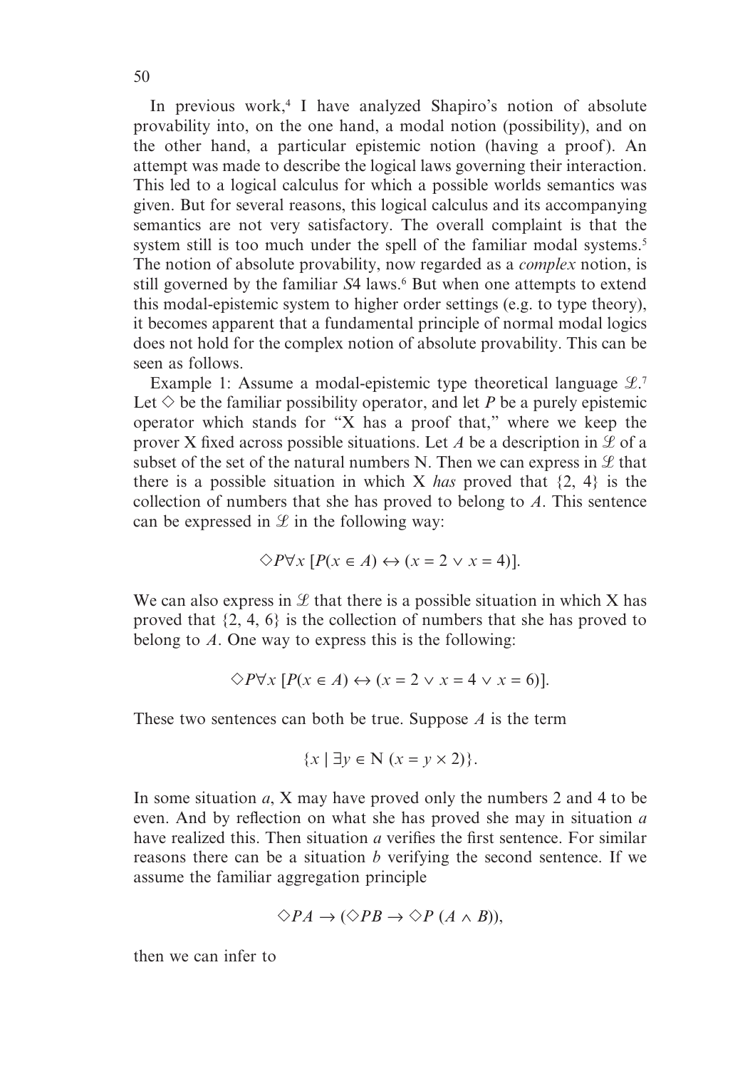In previous work,[4] I have analyzed Shapiro's notion of absolute provability into, on the one hand, a modal notion (possibility), and on the other hand, a particular epistemic notion (having a proof). An attempt was made to describe the logical laws governing their interaction. This led to a logical calculus for which a possible worlds semantics was given. But for several reasons, this logical calculus and its accompanying semantics are not very satisfactory. The overall complaint is that the system still is too much under the spell of the familiar modal systems.[5] The notion of absolute provability, now regarded as a *complex* notion, is still governed by the familiar *S*4 laws.[6] But when one attempts to extend this modal-epistemic system to higher order settings (e.g. to type theory), it becomes apparent that a fundamental principle of normal modal logics does not hold for the complex notion of absolute provability. This can be seen as follows.

Example 1: Assume a modal-epistemic type theoretical language $\mathcal{L}$.[7] Let $\Diamond$ be the familiar possibility operator, and let $P$ be a purely epistemic operator which stands for "X has a proof that," where we keep the prover X fixed across possible situations. Let $A$ be a description in $\mathcal{L}$ of a subset of the set of the natural numbers N. Then we can express in $\mathcal{L}$ that there is a possible situation in which X *has* proved that {2, 4} is the collection of numbers that she has proved to belong to $A$. This sentence can be expressed in $\mathcal{L}$ in the following way:

$$\Diamond P \forall x\, [P(x \in A) \leftrightarrow (x = 2 \vee x = 4)].$$

We can also express in $\mathcal{L}$ that there is a possible situation in which X has proved that {2, 4, 6} is the collection of numbers that she has proved to belong to $A$. One way to express this is the following:

$$\Diamond P \forall x\, [P(x \in A) \leftrightarrow (x = 2 \vee x = 4 \vee x = 6)].$$

These two sentences can both be true. Suppose $A$ is the term

$$\{x \mid \exists y \in \mathrm{N}\ (x = y \times 2)\}.$$

In some situation $a$, X may have proved only the numbers 2 and 4 to be even. And by reflection on what she has proved she may in situation $a$ have realized this. Then situation $a$ verifies the first sentence. For similar reasons there can be a situation $b$ verifying the second sentence. If we assume the familiar aggregation principle

$$\Diamond PA \to (\Diamond PB \to \Diamond P\,(A \wedge B)),$$

then we can infer to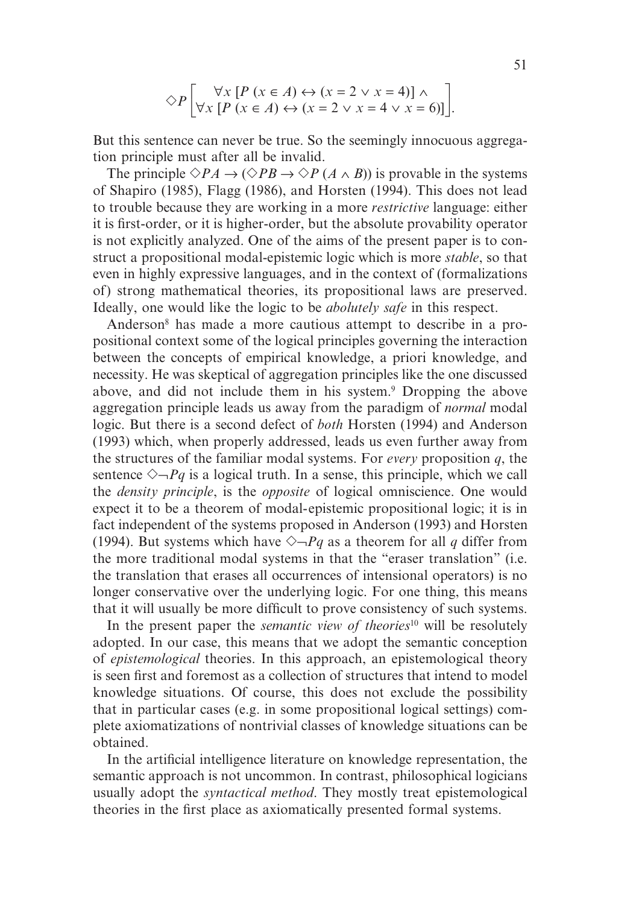$$\Diamond P\left[\begin{array}{c}\forall x\,[P\,(x \in A) \leftrightarrow (x = 2 \vee x = 4)] \wedge \\ \forall x\,[P\,(x \in A) \leftrightarrow (x = 2 \vee x = 4 \vee x = 6)]\end{array}\right].$$

But this sentence can never be true. So the seemingly innocuous aggregation principle must after all be invalid.

The principle $\Diamond PA \rightarrow (\Diamond PB \rightarrow \Diamond P\,(A \wedge B))$ is provable in the systems of Shapiro (1985), Flagg (1986), and Horsten (1994). This does not lead to trouble because they are working in a more *restrictive* language: either it is first-order, or it is higher-order, but the absolute provability operator is not explicitly analyzed. One of the aims of the present paper is to construct a propositional modal-epistemic logic which is more *stable*, so that even in highly expressive languages, and in the context of (formalizations of) strong mathematical theories, its propositional laws are preserved. Ideally, one would like the logic to be *abolutely safe* in this respect.

Anderson[8] has made a more cautious attempt to describe in a propositional context some of the logical principles governing the interaction between the concepts of empirical knowledge, a priori knowledge, and necessity. He was skeptical of aggregation principles like the one discussed above, and did not include them in his system.[9] Dropping the above aggregation principle leads us away from the paradigm of *normal* modal logic. But there is a second defect of *both* Horsten (1994) and Anderson (1993) which, when properly addressed, leads us even further away from the structures of the familiar modal systems. For *every* proposition $q$, the sentence $\Diamond\neg Pq$ is a logical truth. In a sense, this principle, which we call the *density principle*, is the *opposite* of logical omniscience. One would expect it to be a theorem of modal-epistemic propositional logic; it is in fact independent of the systems proposed in Anderson (1993) and Horsten (1994). But systems which have $\Diamond\neg Pq$ as a theorem for all $q$ differ from the more traditional modal systems in that the "eraser translation" (i.e. the translation that erases all occurrences of intensional operators) is no longer conservative over the underlying logic. For one thing, this means that it will usually be more difficult to prove consistency of such systems.

In the present paper the *semantic view of theories*[10] will be resolutely adopted. In our case, this means that we adopt the semantic conception of *epistemological* theories. In this approach, an epistemological theory is seen first and foremost as a collection of structures that intend to model knowledge situations. Of course, this does not exclude the possibility that in particular cases (e.g. in some propositional logical settings) complete axiomatizations of nontrivial classes of knowledge situations can be obtained.

In the artificial intelligence literature on knowledge representation, the semantic approach is not uncommon. In contrast, philosophical logicians usually adopt the *syntactical method*. They mostly treat epistemological theories in the first place as axiomatically presented formal systems.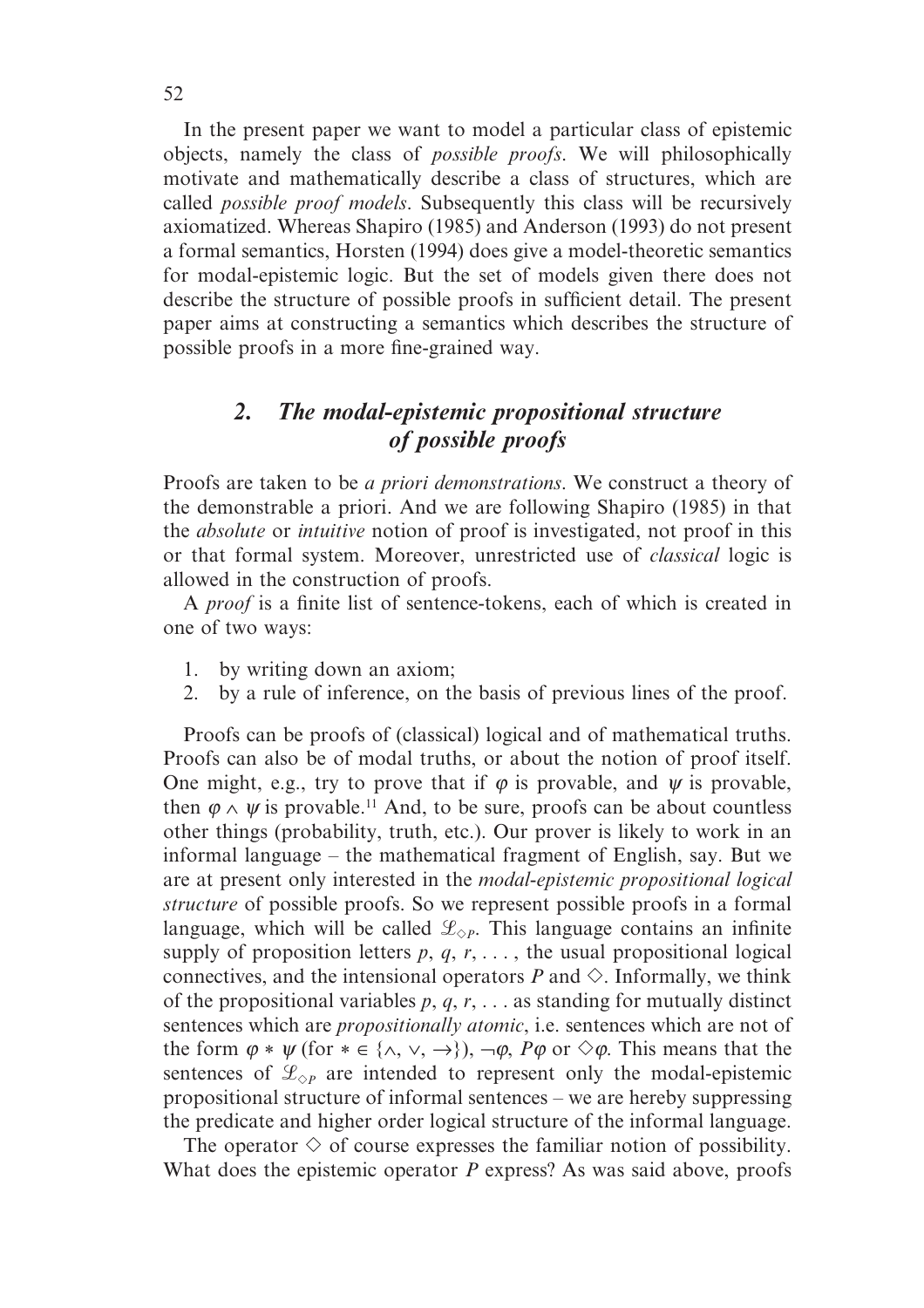In the present paper we want to model a particular class of epistemic objects, namely the class of *possible proofs*. We will philosophically motivate and mathematically describe a class of structures, which are called *possible proof models*. Subsequently this class will be recursively axiomatized. Whereas Shapiro (1985) and Anderson (1993) do not present a formal semantics, Horsten (1994) does give a model-theoretic semantics for modal-epistemic logic. But the set of models given there does not describe the structure of possible proofs in sufficient detail. The present paper aims at constructing a semantics which describes the structure of possible proofs in a more fine-grained way.

## 2. *The modal-epistemic propositional structure of possible proofs*

Proofs are taken to be *a priori demonstrations*. We construct a theory of the demonstrable a priori. And we are following Shapiro (1985) in that the *absolute* or *intuitive* notion of proof is investigated, not proof in this or that formal system. Moreover, unrestricted use of *classical* logic is allowed in the construction of proofs.

A *proof* is a finite list of sentence-tokens, each of which is created in one of two ways:

1. by writing down an axiom;
2. by a rule of inference, on the basis of previous lines of the proof.

Proofs can be proofs of (classical) logical and of mathematical truths. Proofs can also be of modal truths, or about the notion of proof itself. One might, e.g., try to prove that if $\varphi$ is provable, and $\psi$ is provable, then $\varphi \wedge \psi$ is provable.[11] And, to be sure, proofs can be about countless other things (probability, truth, etc.). Our prover is likely to work in an informal language – the mathematical fragment of English, say. But we are at present only interested in the *modal-epistemic propositional logical structure* of possible proofs. So we represent possible proofs in a formal language, which will be called $\mathscr{L}_{\Diamond P}$. This language contains an infinite supply of proposition letters $p, q, r, \ldots$, the usual propositional logical connectives, and the intensional operators $P$ and $\Diamond$. Informally, we think of the propositional variables $p, q, r, \ldots$ as standing for mutually distinct sentences which are *propositionally atomic*, i.e. sentences which are not of the form $\varphi * \psi$ (for $* \in \{\wedge, \vee, \rightarrow\}$), $\neg\varphi$, $P\varphi$ or $\Diamond\varphi$. This means that the sentences of $\mathscr{L}_{\Diamond P}$ are intended to represent only the modal-epistemic propositional structure of informal sentences – we are hereby suppressing the predicate and higher order logical structure of the informal language.

The operator $\Diamond$ of course expresses the familiar notion of possibility. What does the epistemic operator $P$ express? As was said above, proofs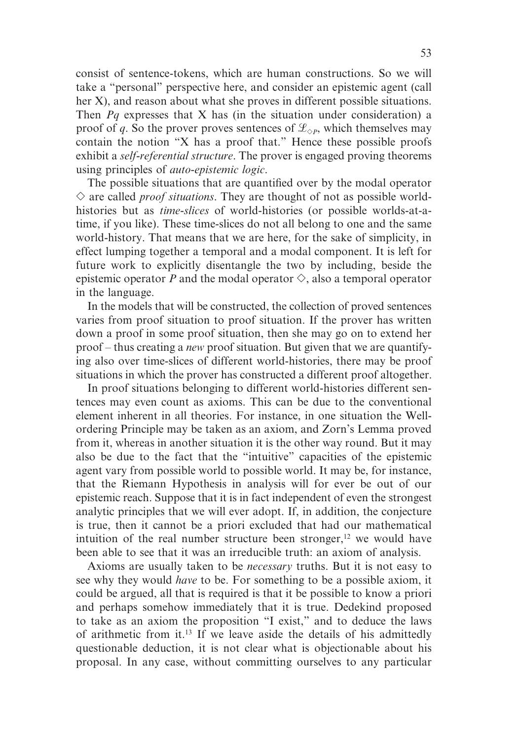consist of sentence-tokens, which are human constructions. So we will take a "personal" perspective here, and consider an epistemic agent (call her X), and reason about what she proves in different possible situations. Then $Pq$ expresses that X has (in the situation under consideration) a proof of $q$. So the prover proves sentences of $\mathscr{L}_{\diamond P}$, which themselves may contain the notion "X has a proof that." Hence these possible proofs exhibit a *self-referential structure*. The prover is engaged proving theorems using principles of *auto-epistemic logic*.

The possible situations that are quantified over by the modal operator $\diamond$ are called *proof situations*. They are thought of not as possible world-histories but as *time-slices* of world-histories (or possible worlds-at-a-time, if you like). These time-slices do not all belong to one and the same world-history. That means that we are here, for the sake of simplicity, in effect lumping together a temporal and a modal component. It is left for future work to explicitly disentangle the two by including, beside the epistemic operator $P$ and the modal operator $\diamond$, also a temporal operator in the language.

In the models that will be constructed, the collection of proved sentences varies from proof situation to proof situation. If the prover has written down a proof in some proof situation, then she may go on to extend her proof – thus creating a *new* proof situation. But given that we are quantifying also over time-slices of different world-histories, there may be proof situations in which the prover has constructed a different proof altogether.

In proof situations belonging to different world-histories different sentences may even count as axioms. This can be due to the conventional element inherent in all theories. For instance, in one situation the Well-ordering Principle may be taken as an axiom, and Zorn's Lemma proved from it, whereas in another situation it is the other way round. But it may also be due to the fact that the "intuitive" capacities of the epistemic agent vary from possible world to possible world. It may be, for instance, that the Riemann Hypothesis in analysis will for ever be out of our epistemic reach. Suppose that it is in fact independent of even the strongest analytic principles that we will ever adopt. If, in addition, the conjecture is true, then it cannot be a priori excluded that had our mathematical intuition of the real number structure been stronger,[12] we would have been able to see that it was an irreducible truth: an axiom of analysis.

Axioms are usually taken to be *necessary* truths. But it is not easy to see why they would *have* to be. For something to be a possible axiom, it could be argued, all that is required is that it be possible to know a priori and perhaps somehow immediately that it is true. Dedekind proposed to take as an axiom the proposition "I exist," and to deduce the laws of arithmetic from it.[13] If we leave aside the details of his admittedly questionable deduction, it is not clear what is objectionable about his proposal. In any case, without committing ourselves to any particular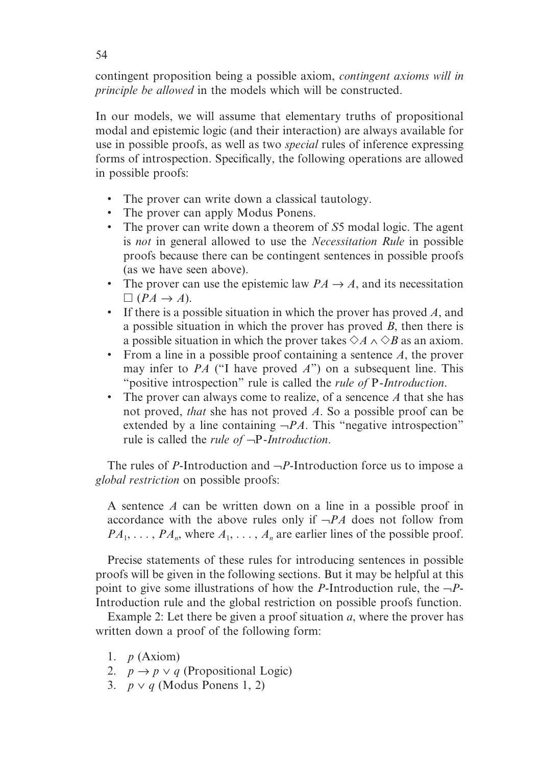contingent proposition being a possible axiom, *contingent axioms will in principle be allowed* in the models which will be constructed.

In our models, we will assume that elementary truths of propositional modal and epistemic logic (and their interaction) are always available for use in possible proofs, as well as two *special* rules of inference expressing forms of introspection. Specifically, the following operations are allowed in possible proofs:

- The prover can write down a classical tautology.
- The prover can apply Modus Ponens.
- The prover can write down a theorem of $S5$ modal logic. The agent is *not* in general allowed to use the *Necessitation Rule* in possible proofs because there can be contingent sentences in possible proofs (as we have seen above).
- The prover can use the epistemic law $PA \rightarrow A$, and its necessitation $\Box (PA \rightarrow A)$.
- If there is a possible situation in which the prover has proved $A$, and a possible situation in which the prover has proved $B$, then there is a possible situation in which the prover takes $\Diamond A \wedge \Diamond B$ as an axiom.
- From a line in a possible proof containing a sentence $A$, the prover may infer to $PA$ ("I have proved $A$") on a subsequent line. This "positive introspection" rule is called the *rule of* P*-Introduction*.
- The prover can always come to realize, of a sencence $A$ that she has not proved, *that* she has not proved $A$. So a possible proof can be extended by a line containing $\neg PA$. This "negative introspection" rule is called the *rule of* $\neg$P*-Introduction*.

The rules of $P$-Introduction and $\neg P$-Introduction force us to impose a *global restriction* on possible proofs:

> A sentence $A$ can be written down on a line in a possible proof in accordance with the above rules only if $\neg PA$ does not follow from $PA_1, \ldots, PA_n$, where $A_1, \ldots, A_n$ are earlier lines of the possible proof.

Precise statements of these rules for introducing sentences in possible proofs will be given in the following sections. But it may be helpful at this point to give some illustrations of how the $P$-Introduction rule, the $\neg P$-Introduction rule and the global restriction on possible proofs function.

Example 2: Let there be given a proof situation $a$, where the prover has written down a proof of the following form:

1. $p$ (Axiom)
2. $p \rightarrow p \vee q$ (Propositional Logic)
3. $p \vee q$ (Modus Ponens 1, 2)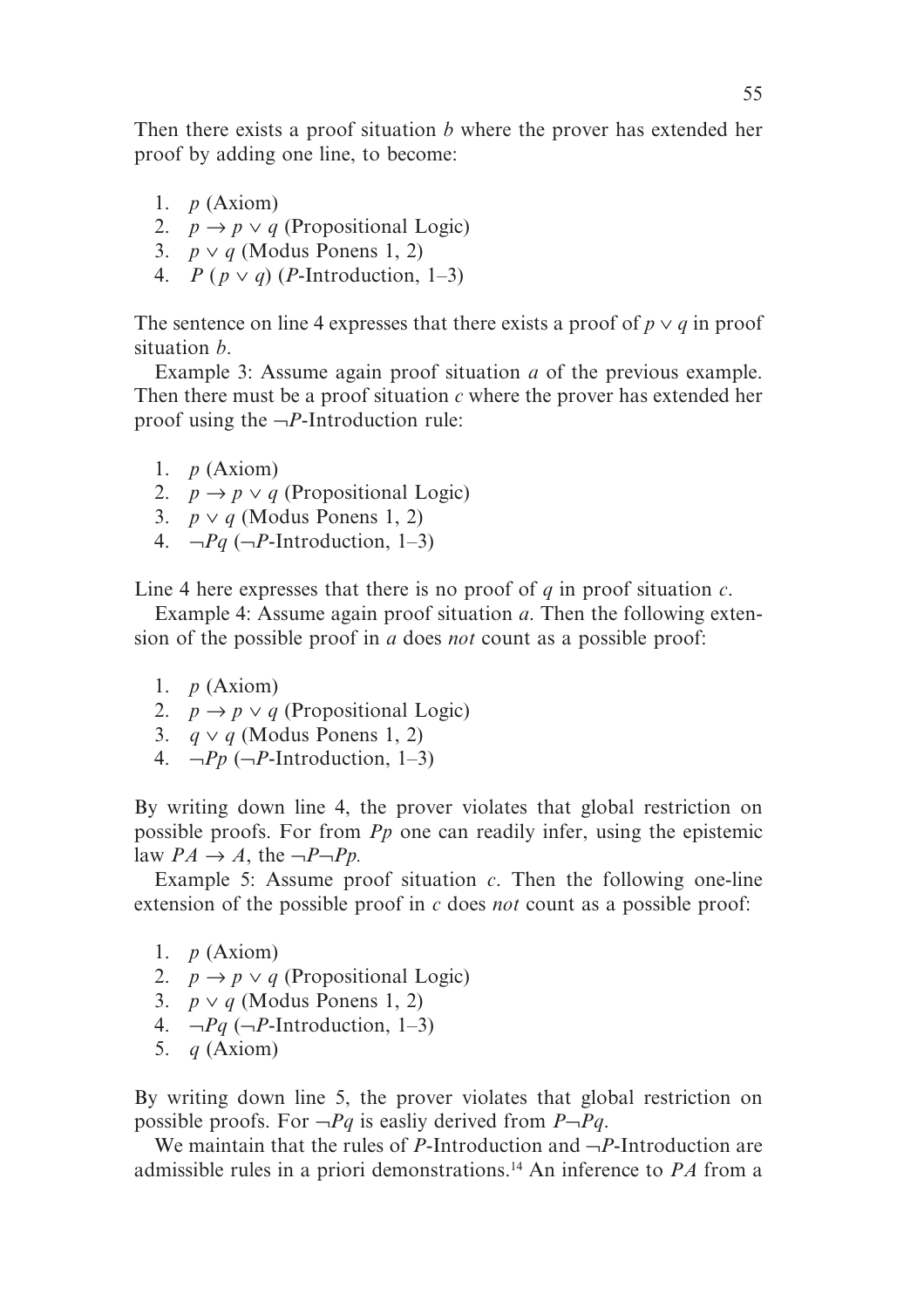Then there exists a proof situation $b$ where the prover has extended her proof by adding one line, to become:

1. $p$ (Axiom)
2. $p \rightarrow p \vee q$ (Propositional Logic)
3. $p \vee q$ (Modus Ponens 1, 2)
4. $P\,(p \vee q)$ ($P$-Introduction, 1–3)

The sentence on line 4 expresses that there exists a proof of $p \vee q$ in proof situation $b$.

Example 3: Assume again proof situation $a$ of the previous example. Then there must be a proof situation $c$ where the prover has extended her proof using the $\neg P$-Introduction rule:

1. $p$ (Axiom)
2. $p \rightarrow p \vee q$ (Propositional Logic)
3. $p \vee q$ (Modus Ponens 1, 2)
4. $\neg Pq$ ($\neg P$-Introduction, 1–3)

Line 4 here expresses that there is no proof of $q$ in proof situation $c$.

Example 4: Assume again proof situation $a$. Then the following extension of the possible proof in $a$ does *not* count as a possible proof:

1. $p$ (Axiom)
2. $p \rightarrow p \vee q$ (Propositional Logic)
3. $q \vee q$ (Modus Ponens 1, 2)
4. $\neg Pp$ ($\neg P$-Introduction, 1–3)

By writing down line 4, the prover violates that global restriction on possible proofs. For from $Pp$ one can readily infer, using the epistemic law $PA \rightarrow A$, the $\neg P \neg Pp$.

Example 5: Assume proof situation $c$. Then the following one-line extension of the possible proof in $c$ does *not* count as a possible proof:

1. $p$ (Axiom)
2. $p \rightarrow p \vee q$ (Propositional Logic)
3. $p \vee q$ (Modus Ponens 1, 2)
4. $\neg Pq$ ($\neg P$-Introduction, 1–3)
5. $q$ (Axiom)

By writing down line 5, the prover violates that global restriction on possible proofs. For $\neg Pq$ is easliy derived from $P \neg Pq$.

We maintain that the rules of $P$-Introduction and $\neg P$-Introduction are admissible rules in a priori demonstrations.[14] An inference to $PA$ from a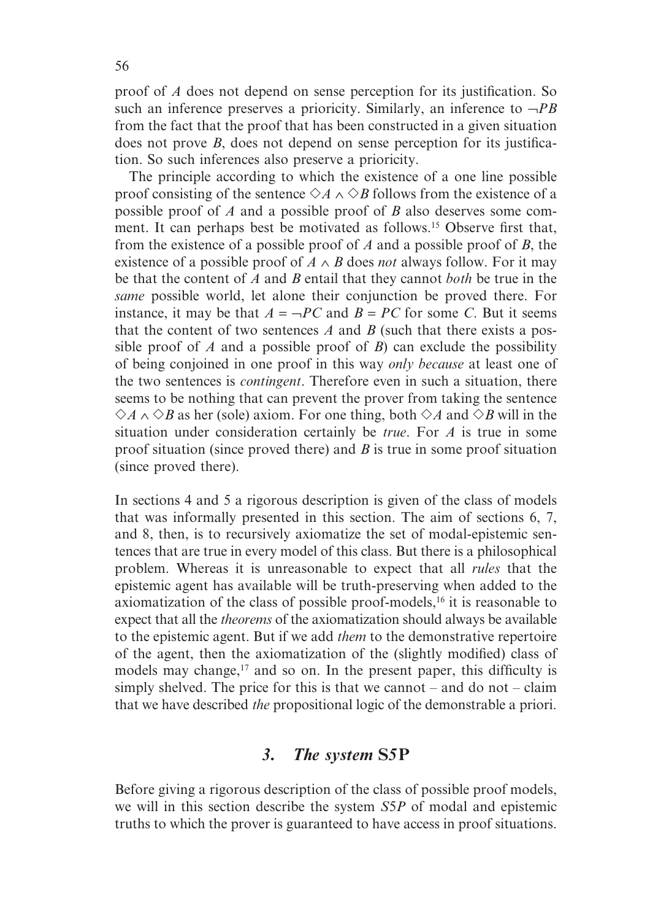proof of $A$ does not depend on sense perception for its justification. So such an inference preserves a prioricity. Similarly, an inference to $\neg PB$ from the fact that the proof that has been constructed in a given situation does not prove $B$, does not depend on sense perception for its justification. So such inferences also preserve a prioricity.

The principle according to which the existence of a one line possible proof consisting of the sentence $\Diamond A \wedge \Diamond B$ follows from the existence of a possible proof of $A$ and a possible proof of $B$ also deserves some comment. It can perhaps best be motivated as follows.[15] Observe first that, from the existence of a possible proof of $A$ and a possible proof of $B$, the existence of a possible proof of $A \wedge B$ does *not* always follow. For it may be that the content of $A$ and $B$ entail that they cannot *both* be true in the *same* possible world, let alone their conjunction be proved there. For instance, it may be that $A = \neg PC$ and $B = PC$ for some $C$. But it seems that the content of two sentences $A$ and $B$ (such that there exists a possible proof of $A$ and a possible proof of $B$) can exclude the possibility of being conjoined in one proof in this way *only because* at least one of the two sentences is *contingent*. Therefore even in such a situation, there seems to be nothing that can prevent the prover from taking the sentence $\Diamond A \wedge \Diamond B$ as her (sole) axiom. For one thing, both $\Diamond A$ and $\Diamond B$ will in the situation under consideration certainly be *true*. For $A$ is true in some proof situation (since proved there) and $B$ is true in some proof situation (since proved there).

In sections 4 and 5 a rigorous description is given of the class of models that was informally presented in this section. The aim of sections 6, 7, and 8, then, is to recursively axiomatize the set of modal-epistemic sentences that are true in every model of this class. But there is a philosophical problem. Whereas it is unreasonable to expect that all *rules* that the epistemic agent has available will be truth-preserving when added to the axiomatization of the class of possible proof-models,[16] it is reasonable to expect that all the *theorems* of the axiomatization should always be available to the epistemic agent. But if we add *them* to the demonstrative repertoire of the agent, then the axiomatization of the (slightly modified) class of models may change,[17] and so on. In the present paper, this difficulty is simply shelved. The price for this is that we cannot – and do not – claim that we have described *the* propositional logic of the demonstrable a priori.

## 3. *The system* **S5P**

Before giving a rigorous description of the class of possible proof models, we will in this section describe the system *S5P* of modal and epistemic truths to which the prover is guaranteed to have access in proof situations.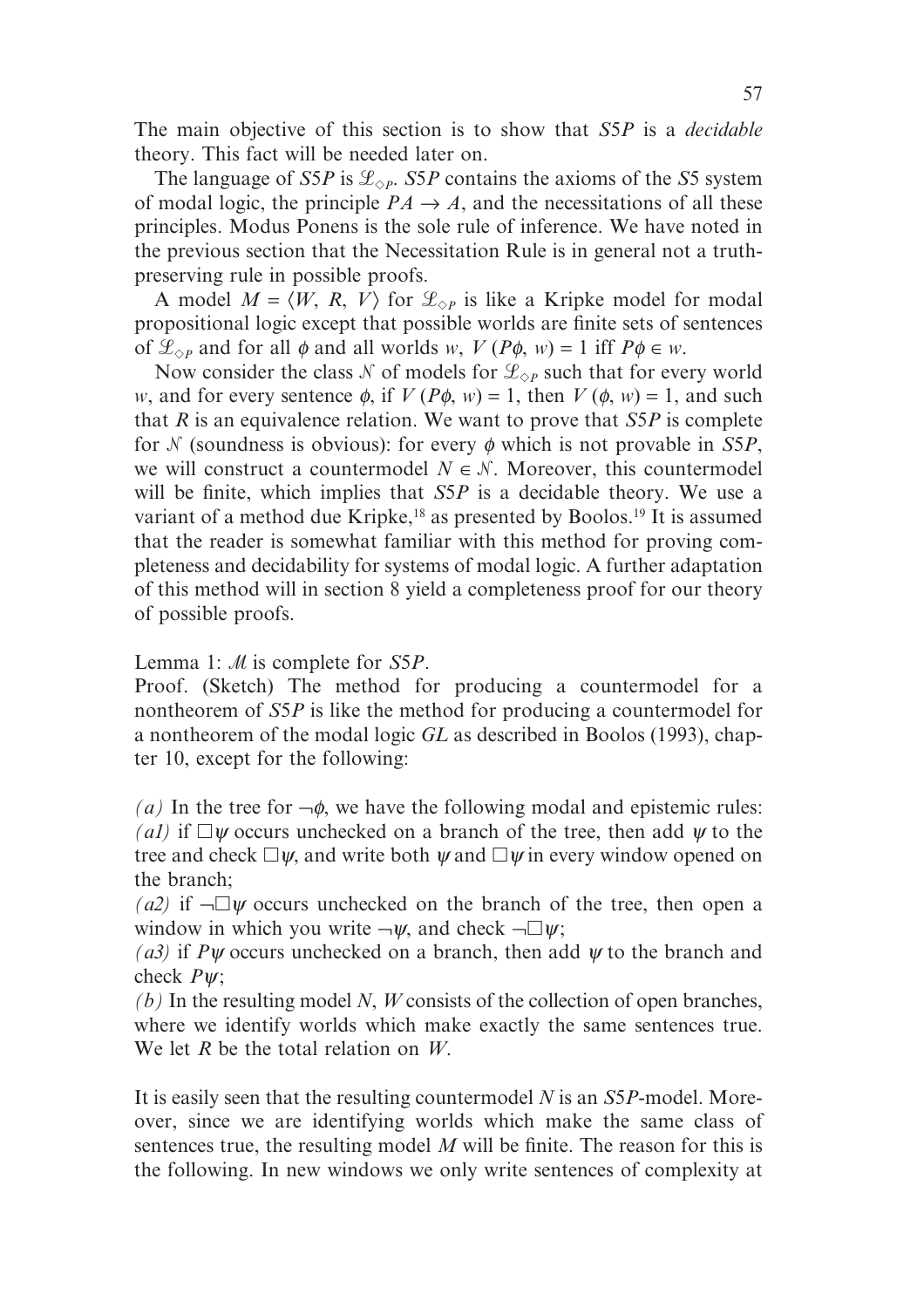The main objective of this section is to show that *S5P* is a *decidable* theory. This fact will be needed later on.

The language of *S5P* is $\mathscr{L}_{\diamond P}$. *S5P* contains the axioms of the *S5* system of modal logic, the principle $PA \rightarrow A$, and the necessitations of all these principles. Modus Ponens is the sole rule of inference. We have noted in the previous section that the Necessitation Rule is in general not a truth-preserving rule in possible proofs.

A model $M = \langle W, R, V \rangle$ for $\mathscr{L}_{\diamond P}$ is like a Kripke model for modal propositional logic except that possible worlds are finite sets of sentences of $\mathscr{L}_{\diamond P}$ and for all $\phi$ and all worlds $w$, $V(P\phi, w) = 1$ iff $P\phi \in w$.

Now consider the class $\mathscr{N}$ of models for $\mathscr{L}_{\diamond P}$ such that for every world $w$, and for every sentence $\phi$, if $V(P\phi, w) = 1$, then $V(\phi, w) = 1$, and such that $R$ is an equivalence relation. We want to prove that *S5P* is complete for $\mathscr{N}$ (soundness is obvious): for every $\phi$ which is not provable in *S5P*, we will construct a countermodel $N \in \mathscr{N}$. Moreover, this countermodel will be finite, which implies that *S5P* is a decidable theory. We use a variant of a method due Kripke,[18] as presented by Boolos.[19] It is assumed that the reader is somewhat familiar with this method for proving completeness and decidability for systems of modal logic. A further adaptation of this method will in section 8 yield a completeness proof for our theory of possible proofs.

Lemma 1: $\mathscr{M}$ is complete for *S5P*.
Proof. (Sketch) The method for producing a countermodel for a nontheorem of *S5P* is like the method for producing a countermodel for a nontheorem of the modal logic *GL* as described in Boolos (1993), chapter 10, except for the following:

*(a)* In the tree for $\neg\phi$, we have the following modal and epistemic rules:
*(a1)* if $\Box\psi$ occurs unchecked on a branch of the tree, then add $\psi$ to the tree and check $\Box\psi$, and write both $\psi$ and $\Box\psi$ in every window opened on the branch;
*(a2)* if $\neg\Box\psi$ occurs unchecked on the branch of the tree, then open a window in which you write $\neg\psi$, and check $\neg\Box\psi$;
*(a3)* if $P\psi$ occurs unchecked on a branch, then add $\psi$ to the branch and check $P\psi$;
*(b)* In the resulting model $N$, $W$ consists of the collection of open branches, where we identify worlds which make exactly the same sentences true. We let $R$ be the total relation on $W$.

It is easily seen that the resulting countermodel $N$ is an *S5P*-model. Moreover, since we are identifying worlds which make the same class of sentences true, the resulting model $M$ will be finite. The reason for this is the following. In new windows we only write sentences of complexity at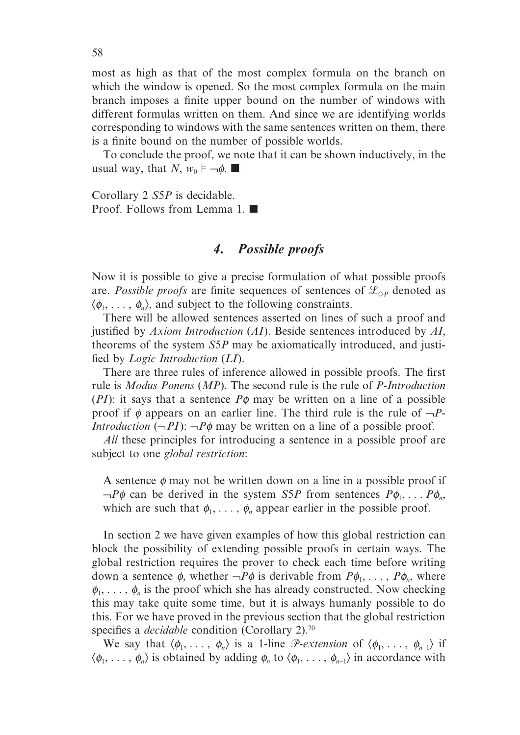most as high as that of the most complex formula on the branch on which the window is opened. So the most complex formula on the main branch imposes a finite upper bound on the number of windows with different formulas written on them. And since we are identifying worlds corresponding to windows with the same sentences written on them, there is a finite bound on the number of possible worlds.

To conclude the proof, we note that it can be shown inductively, in the usual way, that $N, w_0 \models \neg\phi$. ■

Corollary 2 *S5P* is decidable.
Proof. Follows from Lemma 1. ■

## *4. Possible proofs*

Now it is possible to give a precise formulation of what possible proofs are. *Possible proofs* are finite sequences of sentences of $\mathcal{L}_{\Diamond P}$ denoted as $\langle\phi_1, \ldots, \phi_n\rangle$, and subject to the following constraints.

There will be allowed sentences asserted on lines of such a proof and justified by *Axiom Introduction* (*AI*). Beside sentences introduced by *AI*, theorems of the system *S5P* may be axiomatically introduced, and justified by *Logic Introduction* (*LI*).

There are three rules of inference allowed in possible proofs. The first rule is *Modus Ponens* (*MP*). The second rule is the rule of *P-Introduction* (*PI*): it says that a sentence $P\phi$ may be written on a line of a possible proof if $\phi$ appears on an earlier line. The third rule is the rule of $\neg P$-*Introduction* ($\neg PI$): $\neg P\phi$ may be written on a line of a possible proof.

*All* these principles for introducing a sentence in a possible proof are subject to one *global restriction*:

> A sentence $\phi$ may not be written down on a line in a possible proof if $\neg P\phi$ can be derived in the system *S5P* from sentences $P\phi_1, \ldots P\phi_n$, which are such that $\phi_1, \ldots, \phi_n$ appear earlier in the possible proof.

In section 2 we have given examples of how this global restriction can block the possibility of extending possible proofs in certain ways. The global restriction requires the prover to check each time before writing down a sentence $\phi$, whether $\neg P\phi$ is derivable from $P\phi_1, \ldots, P\phi_n$, where $\phi_1, \ldots, \phi_n$ is the proof which she has already constructed. Now checking this may take quite some time, but it is always humanly possible to do this. For we have proved in the previous section that the global restriction specifies a *decidable* condition (Corollary 2).[20]

We say that $\langle\phi_1, \ldots, \phi_n\rangle$ is a 1-line $\mathcal{P}$-*extension* of $\langle\phi_1, \ldots, \phi_{n-1}\rangle$ if $\langle\phi_1, \ldots, \phi_n\rangle$ is obtained by adding $\phi_n$ to $\langle\phi_1, \ldots, \phi_{n-1}\rangle$ in accordance with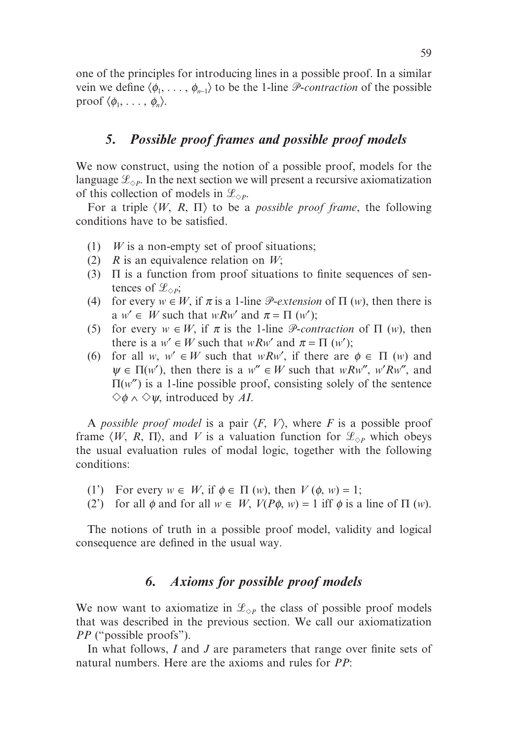one of the principles for introducing lines in a possible proof. In a similar vein we define $\langle \phi_1, \ldots, \phi_{n-1} \rangle$ to be the 1-line $\mathcal{P}$-*contraction* of the possible proof $\langle \phi_1, \ldots, \phi_n \rangle$.

## 5. *Possible proof frames and possible proof models*

We now construct, using the notion of a possible proof, models for the language $\mathcal{L}_{\Diamond P}$. In the next section we will present a recursive axiomatization of this collection of models in $\mathcal{L}_{\Diamond P}$.

For a triple $\langle W, R, \Pi \rangle$ to be a *possible proof frame*, the following conditions have to be satisfied.

(1) $W$ is a non-empty set of proof situations;

(2) $R$ is an equivalence relation on $W$;

(3) $\Pi$ is a function from proof situations to finite sequences of sentences of $\mathcal{L}_{\Diamond P}$;

(4) for every $w \in W$, if $\pi$ is a 1-line $\mathcal{P}$-*extension* of $\Pi(w)$, then there is a $w' \in W$ such that $wRw'$ and $\pi = \Pi(w')$;

(5) for every $w \in W$, if $\pi$ is the 1-line $\mathcal{P}$-*contraction* of $\Pi(w)$, then there is a $w' \in W$ such that $wRw'$ and $\pi = \Pi(w')$;

(6) for all $w, w' \in W$ such that $wRw'$, if there are $\phi \in \Pi(w)$ and $\psi \in \Pi(w')$, then there is a $w'' \in W$ such that $wRw''$, $w'Rw''$, and $\Pi(w'')$ is a 1-line possible proof, consisting solely of the sentence $\Diamond\phi \wedge \Diamond\psi$, introduced by *AI*.

A *possible proof model* is a pair $\langle F, V \rangle$, where $F$ is a possible proof frame $\langle W, R, \Pi \rangle$, and $V$ is a valuation function for $\mathcal{L}_{\Diamond P}$ which obeys the usual evaluation rules of modal logic, together with the following conditions:

(1') For every $w \in W$, if $\phi \in \Pi(w)$, then $V(\phi, w) = 1$;

(2') for all $\phi$ and for all $w \in W$, $V(P\phi, w) = 1$ iff $\phi$ is a line of $\Pi(w)$.

The notions of truth in a possible proof model, validity and logical consequence are defined in the usual way.

## 6. *Axioms for possible proof models*

We now want to axiomatize in $\mathcal{L}_{\Diamond P}$ the class of possible proof models that was described in the previous section. We call our axiomatization *PP* ("possible proofs").

In what follows, $I$ and $J$ are parameters that range over finite sets of natural numbers. Here are the axioms and rules for *PP*: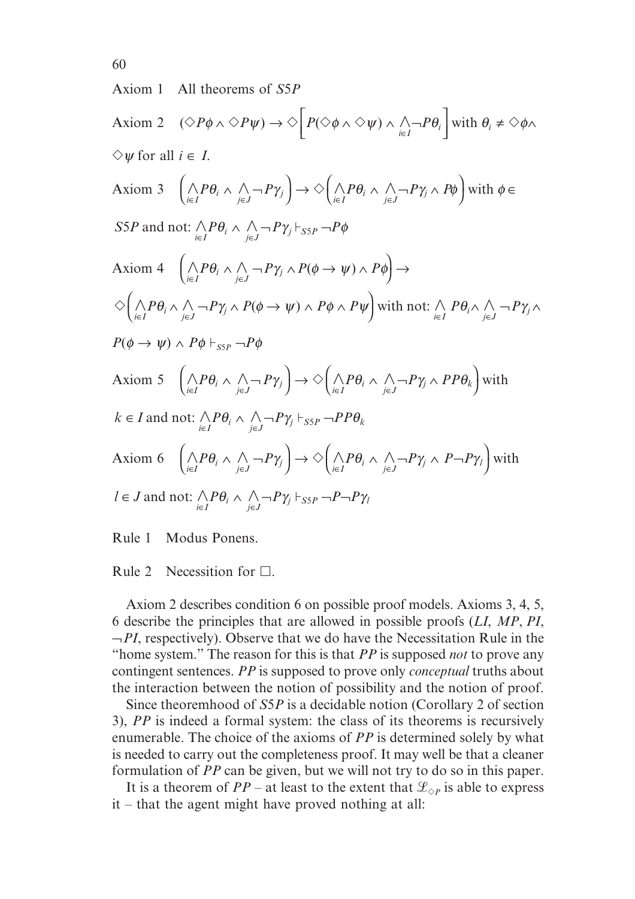Axiom 1 All theorems of $S5P$

Axiom 2 $(\Diamond P\phi \wedge \Diamond P\psi) \rightarrow \Diamond\left[P(\Diamond\phi \wedge \Diamond\psi) \wedge \bigwedge_{i\in I} \neg P\theta_i\right]$ with $\theta_i \neq \Diamond\phi \wedge \Diamond\psi$ for all $i \in I$.

Axiom 3 $\left(\bigwedge_{i\in I} P\theta_i \wedge \bigwedge_{j\in J} \neg P\gamma_j\right) \rightarrow \Diamond\left(\bigwedge_{i\in I} P\theta_i \wedge \bigwedge_{j\in J} \neg P\gamma_j \wedge P\phi\right)$ with $\phi \in S5P$ and not: $\bigwedge_{i\in I} P\theta_i \wedge \bigwedge_{j\in J} \neg P\gamma_j \vdash_{S5P} \neg P\phi$

Axiom 4 $\left(\bigwedge_{i\in I} P\theta_i \wedge \bigwedge_{j\in J} \neg P\gamma_j \wedge P(\phi \rightarrow \psi) \wedge P\phi\right) \rightarrow \Diamond\left(\bigwedge_{i\in I} P\theta_i \wedge \bigwedge_{j\in J} \neg P\gamma_j \wedge P(\phi \rightarrow \psi) \wedge P\phi \wedge P\psi\right)$ with not: $\bigwedge_{i\in I} P\theta_i \wedge \bigwedge_{j\in J} \neg P\gamma_j \wedge P(\phi \rightarrow \psi) \wedge P\phi \vdash_{S5P} \neg P\phi$

Axiom 5 $\left(\bigwedge_{i\in I} P\theta_i \wedge \bigwedge_{j\in J} \neg P\gamma_j\right) \rightarrow \Diamond\left(\bigwedge_{i\in I} P\theta_i \wedge \bigwedge_{j\in J} \neg P\gamma_j \wedge PP\theta_k\right)$ with $k \in I$ and not: $\bigwedge_{i\in I} P\theta_i \wedge \bigwedge_{j\in J} \neg P\gamma_j \vdash_{S5P} \neg PP\theta_k$

Axiom 6 $\left(\bigwedge_{i\in I} P\theta_i \wedge \bigwedge_{j\in J} \neg P\gamma_j\right) \rightarrow \Diamond\left(\bigwedge_{i\in I} P\theta_i \wedge \bigwedge_{j\in J} \neg P\gamma_j \wedge P\neg P\gamma_l\right)$ with $l \in J$ and not: $\bigwedge_{i\in I} P\theta_i \wedge \bigwedge_{j\in J} \neg P\gamma_j \vdash_{S5P} \neg P\neg P\gamma_l$

Rule 1 Modus Ponens.

Rule 2 Necessition for $\Box$.

Axiom 2 describes condition 6 on possible proof models. Axioms 3, 4, 5, 6 describe the principles that are allowed in possible proofs (*LI*, *MP*, *PI*, $\neg$*PI*, respectively). Observe that we do have the Necessitation Rule in the "home system." The reason for this is that *PP* is supposed *not* to prove any contingent sentences. *PP* is supposed to prove only *conceptual* truths about the interaction between the notion of possibility and the notion of proof.

Since theoremhood of *S5P* is a decidable notion (Corollary 2 of section 3), *PP* is indeed a formal system: the class of its theorems is recursively enumerable. The choice of the axioms of *PP* is determined solely by what is needed to carry out the completeness proof. It may well be that a cleaner formulation of *PP* can be given, but we will not try to do so in this paper.

It is a theorem of *PP* – at least to the extent that $\mathscr{L}_{\Diamond P}$ is able to express it – that the agent might have proved nothing at all: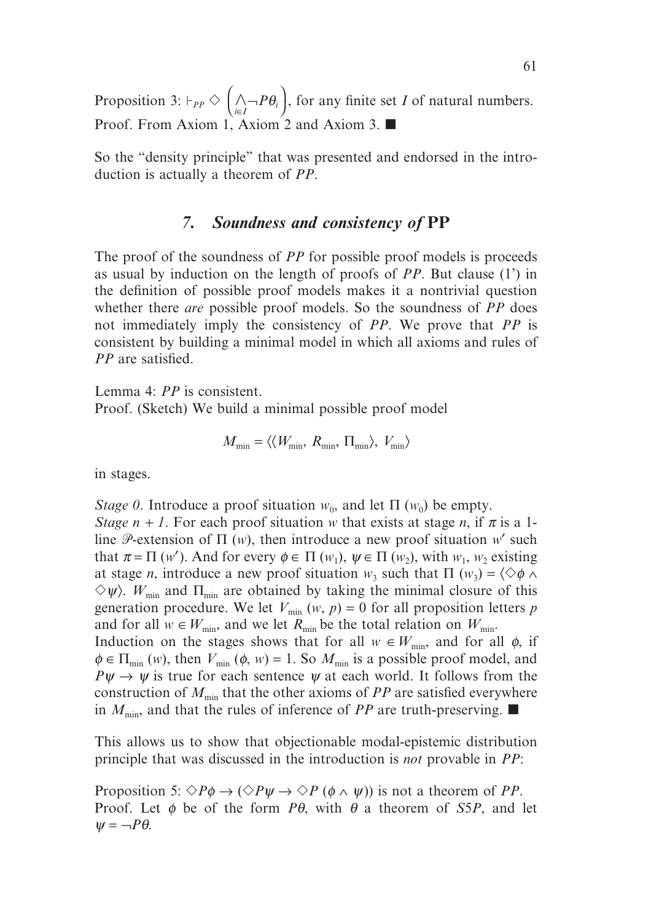Proposition 3: $\vdash_{PP} \Diamond \left( \bigwedge_{i \in I} \neg P\theta_i \right)$, for any finite set $I$ of natural numbers.
Proof. From Axiom 1, Axiom 2 and Axiom 3. ■

So the "density principle" that was presented and endorsed in the introduction is actually a theorem of *PP*.

## *7. Soundness and consistency of* **PP**

The proof of the soundness of *PP* for possible proof models is proceeds as usual by induction on the length of proofs of *PP*. But clause (1') in the definition of possible proof models makes it a nontrivial question whether there *are* possible proof models. So the soundness of *PP* does not immediately imply the consistency of *PP*. We prove that *PP* is consistent by building a minimal model in which all axioms and rules of *PP* are satisfied.

Lemma 4: *PP* is consistent.
Proof. (Sketch) We build a minimal possible proof model

$$M_{\min} = \langle \langle W_{\min}, R_{\min}, \Pi_{\min} \rangle, V_{\min} \rangle$$

in stages.

*Stage 0*. Introduce a proof situation $w_0$, and let $\Pi(w_0)$ be empty.
*Stage n + 1*. For each proof situation $w$ that exists at stage $n$, if $\pi$ is a 1-line $\mathscr{P}$-extension of $\Pi(w)$, then introduce a new proof situation $w'$ such that $\pi = \Pi(w')$. And for every $\phi \in \Pi(w_1)$, $\psi \in \Pi(w_2)$, with $w_1$, $w_2$ existing at stage $n$, introduce a new proof situation $w_3$ such that $\Pi(w_3) = \langle \Diamond\phi \wedge \Diamond\psi \rangle$. $W_{\min}$ and $\Pi_{\min}$ are obtained by taking the minimal closure of this generation procedure. We let $V_{\min}(w, p) = 0$ for all proposition letters $p$ and for all $w \in W_{\min}$, and we let $R_{\min}$ be the total relation on $W_{\min}$.
Induction on the stages shows that for all $w \in W_{\min}$, and for all $\phi$, if $\phi \in \Pi_{\min}(w)$, then $V_{\min}(\phi, w) = 1$. So $M_{\min}$ is a possible proof model, and $P\psi \rightarrow \psi$ is true for each sentence $\psi$ at each world. It follows from the construction of $M_{\min}$ that the other axioms of *PP* are satisfied everywhere in $M_{\min}$, and that the rules of inference of *PP* are truth-preserving. ■

This allows us to show that objectionable modal-epistemic distribution principle that was discussed in the introduction is *not* provable in *PP*:

Proposition 5: $\Diamond P\phi \rightarrow (\Diamond P\psi \rightarrow \Diamond P(\phi \wedge \psi))$ is not a theorem of *PP*.
Proof. Let $\phi$ be of the form $P\theta$, with $\theta$ a theorem of *S5P*, and let $\psi = \neg P\theta$.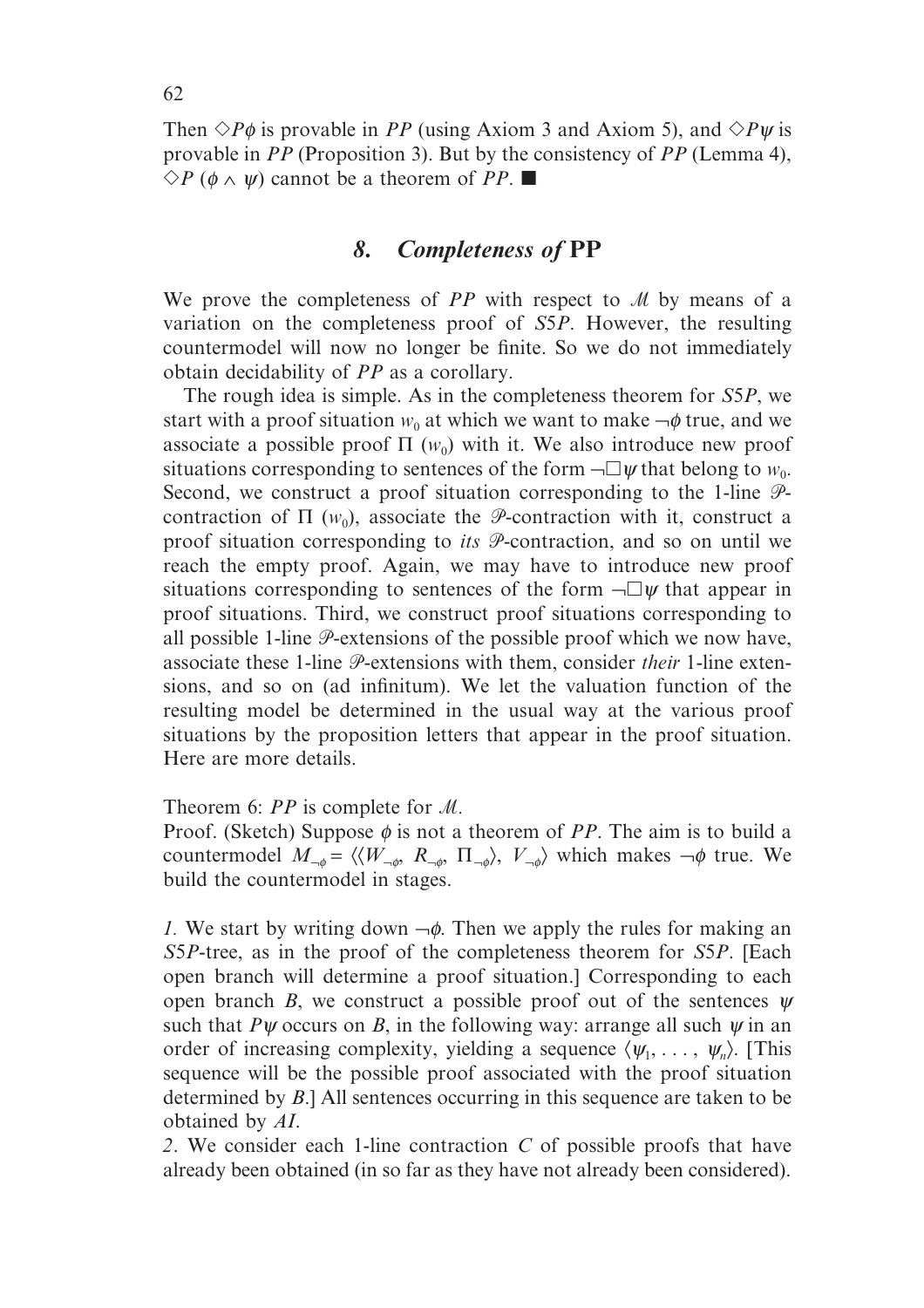Then $\Diamond P\phi$ is provable in *PP* (using Axiom 3 and Axiom 5), and $\Diamond P\psi$ is provable in *PP* (Proposition 3). But by the consistency of *PP* (Lemma 4), $\Diamond P(\phi \wedge \psi)$ cannot be a theorem of *PP*. ■

## 8. *Completeness of* PP

We prove the completeness of *PP* with respect to $\mathscr{M}$ by means of a variation on the completeness proof of *S5P*. However, the resulting countermodel will now no longer be finite. So we do not immediately obtain decidability of *PP* as a corollary.

The rough idea is simple. As in the completeness theorem for *S5P*, we start with a proof situation $w_0$ at which we want to make $\neg\phi$ true, and we associate a possible proof $\Pi(w_0)$ with it. We also introduce new proof situations corresponding to sentences of the form $\neg\Box\psi$ that belong to $w_0$. Second, we construct a proof situation corresponding to the 1-line $\mathscr{P}$-contraction of $\Pi(w_0)$, associate the $\mathscr{P}$-contraction with it, construct a proof situation corresponding to *its* $\mathscr{P}$-contraction, and so on until we reach the empty proof. Again, we may have to introduce new proof situations corresponding to sentences of the form $\neg\Box\psi$ that appear in proof situations. Third, we construct proof situations corresponding to all possible 1-line $\mathscr{P}$-extensions of the possible proof which we now have, associate these 1-line $\mathscr{P}$-extensions with them, consider *their* 1-line extensions, and so on (ad infinitum). We let the valuation function of the resulting model be determined in the usual way at the various proof situations by the proposition letters that appear in the proof situation. Here are more details.

Theorem 6: *PP* is complete for $\mathscr{M}$.
Proof. (Sketch) Suppose $\phi$ is not a theorem of *PP*. The aim is to build a countermodel $M_{\neg\phi} = \langle\langle W_{\neg\phi}, R_{\neg\phi}, \Pi_{\neg\phi}\rangle, V_{\neg\phi}\rangle$ which makes $\neg\phi$ true. We build the countermodel in stages.

*1.* We start by writing down $\neg\phi$. Then we apply the rules for making an *S5P*-tree, as in the proof of the completeness theorem for *S5P*. [Each open branch will determine a proof situation.] Corresponding to each open branch *B*, we construct a possible proof out of the sentences $\psi$ such that $P\psi$ occurs on *B*, in the following way: arrange all such $\psi$ in an order of increasing complexity, yielding a sequence $\langle\psi_1, \ldots, \psi_n\rangle$. [This sequence will be the possible proof associated with the proof situation determined by *B*.] All sentences occurring in this sequence are taken to be obtained by *AI*.

*2*. We consider each 1-line contraction *C* of possible proofs that have already been obtained (in so far as they have not already been considered).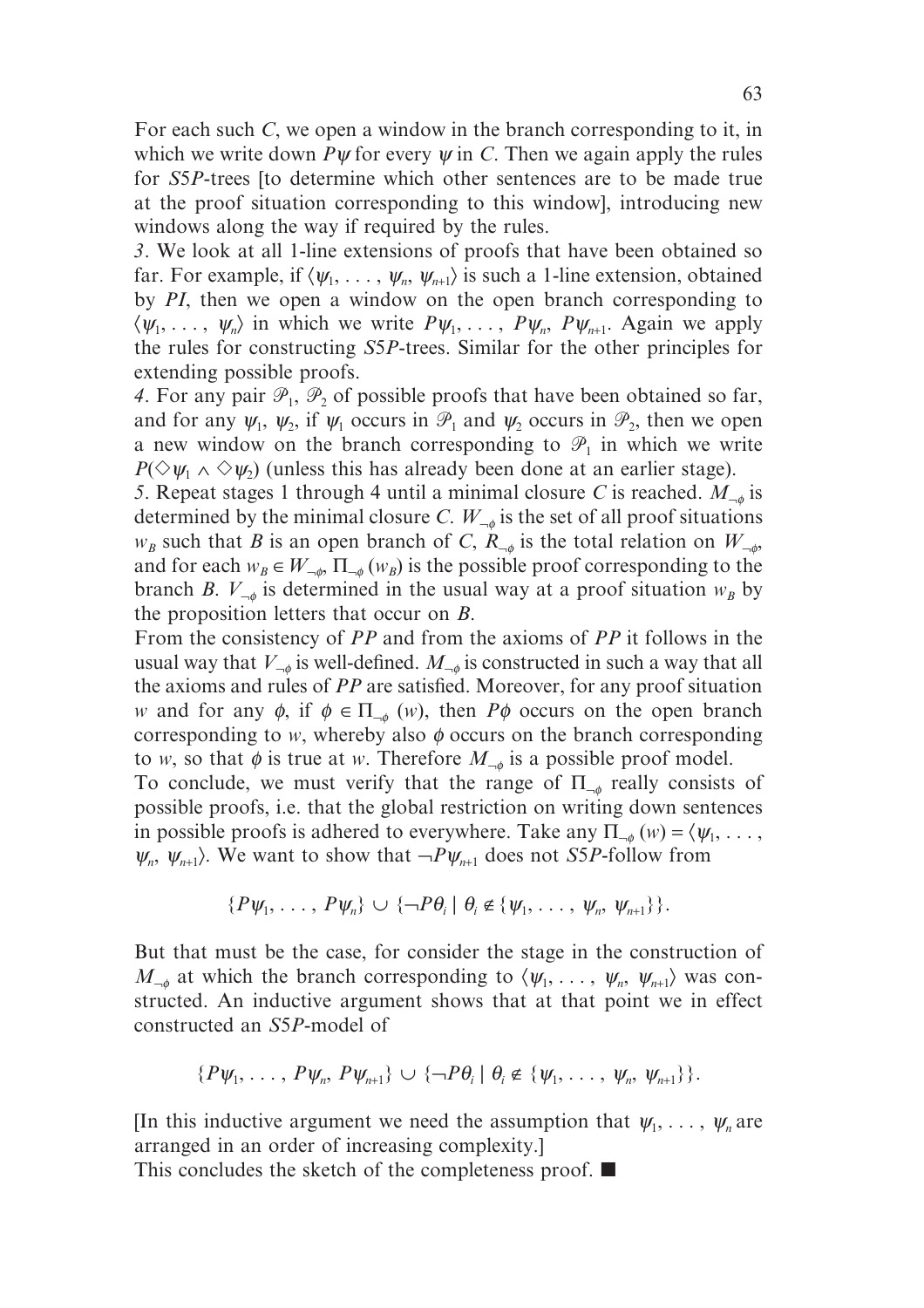For each such $C$, we open a window in the branch corresponding to it, in which we write down $P\psi$ for every $\psi$ in $C$. Then we again apply the rules for *S5P*-trees [to determine which other sentences are to be made true at the proof situation corresponding to this window], introducing new windows along the way if required by the rules.

*3*. We look at all 1-line extensions of proofs that have been obtained so far. For example, if $\langle \psi_1, \ldots, \psi_n, \psi_{n+1} \rangle$ is such a 1-line extension, obtained by *PI*, then we open a window on the open branch corresponding to $\langle \psi_1, \ldots, \psi_n \rangle$ in which we write $P\psi_1, \ldots, P\psi_n, P\psi_{n+1}$. Again we apply the rules for constructing *S5P*-trees. Similar for the other principles for extending possible proofs.

*4*. For any pair $\mathscr{P}_1, \mathscr{P}_2$ of possible proofs that have been obtained so far, and for any $\psi_1, \psi_2$, if $\psi_1$ occurs in $\mathscr{P}_1$ and $\psi_2$ occurs in $\mathscr{P}_2$, then we open a new window on the branch corresponding to $\mathscr{P}_1$ in which we write $P(\Diamond \psi_1 \wedge \Diamond \psi_2)$ (unless this has already been done at an earlier stage).

*5*. Repeat stages 1 through 4 until a minimal closure $C$ is reached. $M_{\neg\phi}$ is determined by the minimal closure $C$. $W_{\neg\phi}$ is the set of all proof situations $w_B$ such that $B$ is an open branch of $C$, $R_{\neg\phi}$ is the total relation on $W_{\neg\phi}$, and for each $w_B \in W_{\neg\phi}$, $\Pi_{\neg\phi}(w_B)$ is the possible proof corresponding to the branch $B$. $V_{\neg\phi}$ is determined in the usual way at a proof situation $w_B$ by the proposition letters that occur on $B$.

From the consistency of *PP* and from the axioms of *PP* it follows in the usual way that $V_{\neg\phi}$ is well-defined. $M_{\neg\phi}$ is constructed in such a way that all the axioms and rules of *PP* are satisfied. Moreover, for any proof situation $w$ and for any $\phi$, if $\phi \in \Pi_{\neg\phi}(w)$, then $P\phi$ occurs on the open branch corresponding to $w$, whereby also $\phi$ occurs on the branch corresponding to $w$, so that $\phi$ is true at $w$. Therefore $M_{\neg\phi}$ is a possible proof model.

To conclude, we must verify that the range of $\Pi_{\neg\phi}$ really consists of possible proofs, i.e. that the global restriction on writing down sentences in possible proofs is adhered to everywhere. Take any $\Pi_{\neg\phi}(w) = \langle \psi_1, \ldots, \psi_n, \psi_{n+1} \rangle$. We want to show that $\neg P\psi_{n+1}$ does not *S5P*-follow from

$$\{P\psi_1, \ldots, P\psi_n\} \cup \{\neg P\theta_i \mid \theta_i \notin \{\psi_1, \ldots, \psi_n, \psi_{n+1}\}\}.$$

But that must be the case, for consider the stage in the construction of $M_{\neg\phi}$ at which the branch corresponding to $\langle \psi_1, \ldots, \psi_n, \psi_{n+1} \rangle$ was constructed. An inductive argument shows that at that point we in effect constructed an *S5P*-model of

$$\{P\psi_1, \ldots, P\psi_n, P\psi_{n+1}\} \cup \{\neg P\theta_i \mid \theta_i \notin \{\psi_1, \ldots, \psi_n, \psi_{n+1}\}\}.$$

[In this inductive argument we need the assumption that $\psi_1, \ldots, \psi_n$ are arranged in an order of increasing complexity.]

This concludes the sketch of the completeness proof. ■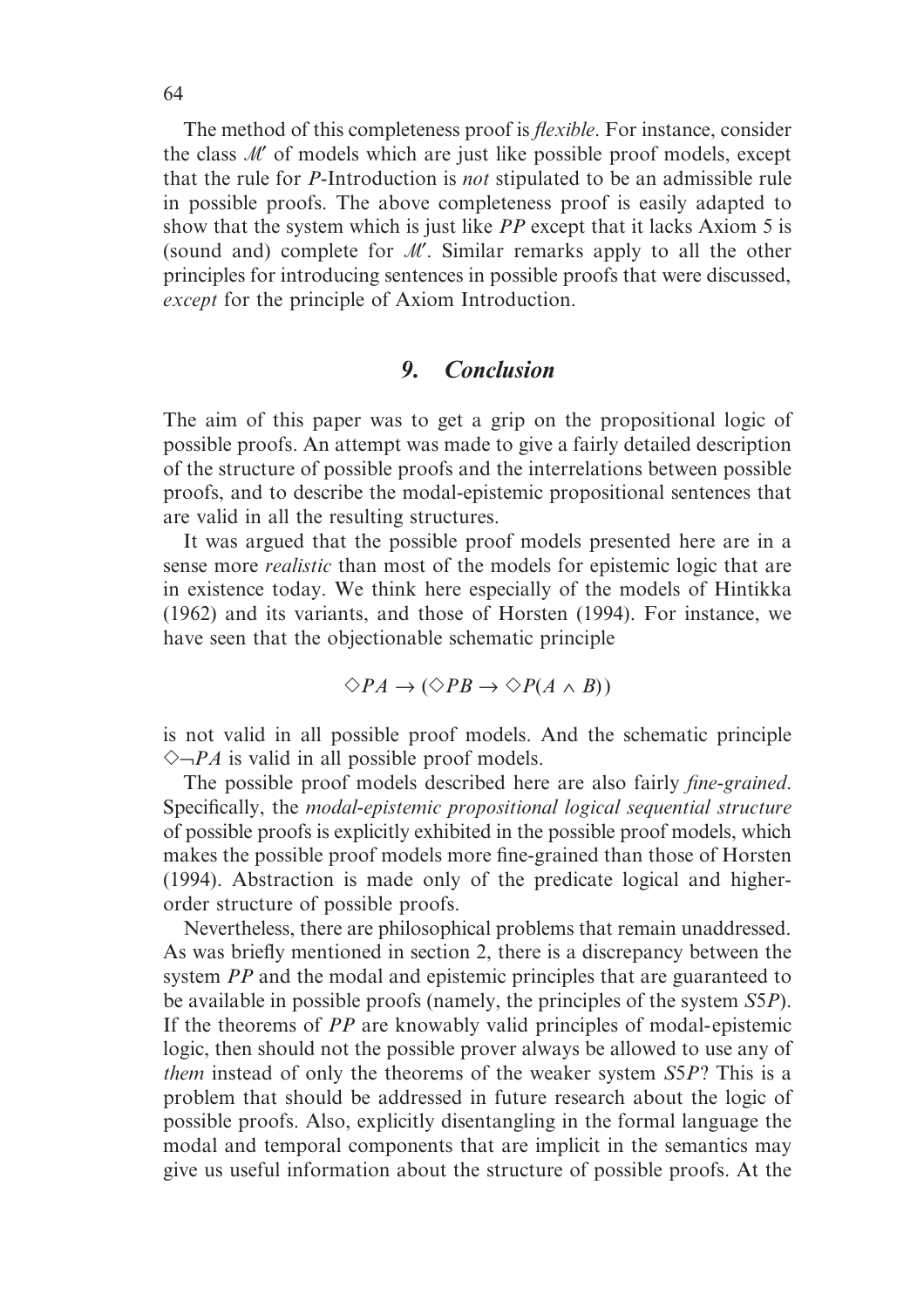The method of this completeness proof is *flexible*. For instance, consider the class $\mathcal{M}'$ of models which are just like possible proof models, except that the rule for $P$-Introduction is *not* stipulated to be an admissible rule in possible proofs. The above completeness proof is easily adapted to show that the system which is just like *PP* except that it lacks Axiom 5 is (sound and) complete for $\mathcal{M}'$. Similar remarks apply to all the other principles for introducing sentences in possible proofs that were discussed, *except* for the principle of Axiom Introduction.

## 9. Conclusion

The aim of this paper was to get a grip on the propositional logic of possible proofs. An attempt was made to give a fairly detailed description of the structure of possible proofs and the interrelations between possible proofs, and to describe the modal-epistemic propositional sentences that are valid in all the resulting structures.

It was argued that the possible proof models presented here are in a sense more *realistic* than most of the models for epistemic logic that are in existence today. We think here especially of the models of Hintikka (1962) and its variants, and those of Horsten (1994). For instance, we have seen that the objectionable schematic principle

$$\Diamond PA \rightarrow (\Diamond PB \rightarrow \Diamond P(A \wedge B))$$

is not valid in all possible proof models. And the schematic principle $\Diamond\neg PA$ is valid in all possible proof models.

The possible proof models described here are also fairly *fine-grained*. Specifically, the *modal-epistemic propositional logical sequential structure* of possible proofs is explicitly exhibited in the possible proof models, which makes the possible proof models more fine-grained than those of Horsten (1994). Abstraction is made only of the predicate logical and higher-order structure of possible proofs.

Nevertheless, there are philosophical problems that remain unaddressed. As was briefly mentioned in section 2, there is a discrepancy between the system *PP* and the modal and epistemic principles that are guaranteed to be available in possible proofs (namely, the principles of the system *S5P*). If the theorems of *PP* are knowably valid principles of modal-epistemic logic, then should not the possible prover always be allowed to use any of *them* instead of only the theorems of the weaker system *S5P*? This is a problem that should be addressed in future research about the logic of possible proofs. Also, explicitly disentangling in the formal language the modal and temporal components that are implicit in the semantics may give us useful information about the structure of possible proofs. At the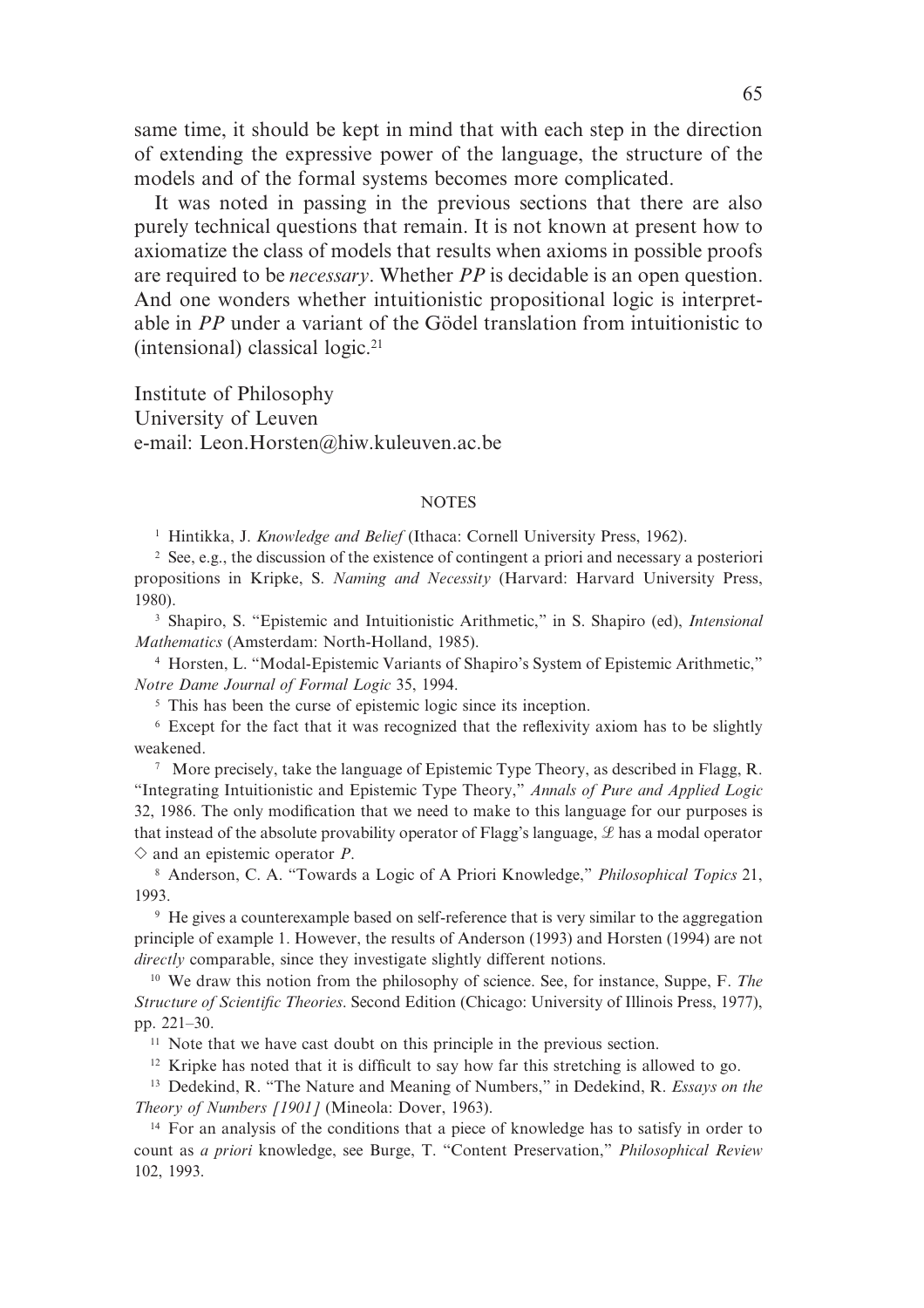same time, it should be kept in mind that with each step in the direction of extending the expressive power of the language, the structure of the models and of the formal systems becomes more complicated.

It was noted in passing in the previous sections that there are also purely technical questions that remain. It is not known at present how to axiomatize the class of models that results when axioms in possible proofs are required to be *necessary*. Whether *PP* is decidable is an open question. And one wonders whether intuitionistic propositional logic is interpretable in *PP* under a variant of the Gödel translation from intuitionistic to (intensional) classical logic.[21]

Institute of Philosophy
University of Leuven
e-mail: Leon.Horsten@hiw.kuleuven.ac.be

## NOTES

[1] Hintikka, J. *Knowledge and Belief* (Ithaca: Cornell University Press, 1962).

[2] See, e.g., the discussion of the existence of contingent a priori and necessary a posteriori propositions in Kripke, S. *Naming and Necessity* (Harvard: Harvard University Press, 1980).

[3] Shapiro, S. "Epistemic and Intuitionistic Arithmetic," in S. Shapiro (ed), *Intensional Mathematics* (Amsterdam: North-Holland, 1985).

[4] Horsten, L. "Modal-Epistemic Variants of Shapiro's System of Epistemic Arithmetic," *Notre Dame Journal of Formal Logic* 35, 1994.

[5] This has been the curse of epistemic logic since its inception.

[6] Except for the fact that it was recognized that the reflexivity axiom has to be slightly weakened.

[7] More precisely, take the language of Epistemic Type Theory, as described in Flagg, R. "Integrating Intuitionistic and Epistemic Type Theory," *Annals of Pure and Applied Logic* 32, 1986. The only modification that we need to make to this language for our purposes is that instead of the absolute provability operator of Flagg's language, $\mathcal{L}$ has a modal operator $\diamond$ and an epistemic operator *P*.

[8] Anderson, C. A. "Towards a Logic of A Priori Knowledge," *Philosophical Topics* 21, 1993.

[9] He gives a counterexample based on self-reference that is very similar to the aggregation principle of example 1. However, the results of Anderson (1993) and Horsten (1994) are not *directly* comparable, since they investigate slightly different notions.

[10] We draw this notion from the philosophy of science. See, for instance, Suppe, F. *The Structure of Scientific Theories*. Second Edition (Chicago: University of Illinois Press, 1977), pp. 221–30.

[11] Note that we have cast doubt on this principle in the previous section.

[12] Kripke has noted that it is difficult to say how far this stretching is allowed to go.

[13] Dedekind, R. "The Nature and Meaning of Numbers," in Dedekind, R. *Essays on the Theory of Numbers [1901]* (Mineola: Dover, 1963).

[14] For an analysis of the conditions that a piece of knowledge has to satisfy in order to count as *a priori* knowledge, see Burge, T. "Content Preservation," *Philosophical Review* 102, 1993.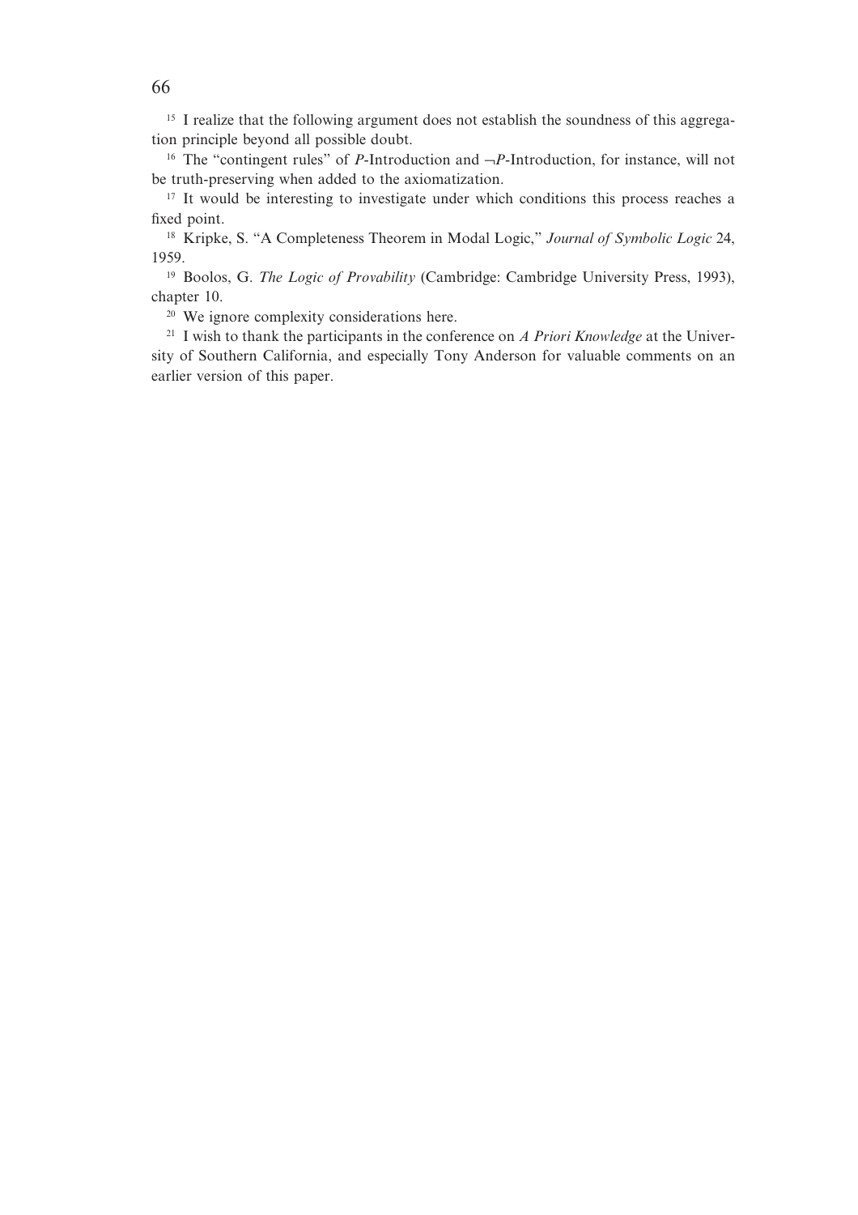[15] I realize that the following argument does not establish the soundness of this aggregation principle beyond all possible doubt.

[16] The "contingent rules" of $P$-Introduction and $\neg P$-Introduction, for instance, will not be truth-preserving when added to the axiomatization.

[17] It would be interesting to investigate under which conditions this process reaches a fixed point.

[18] Kripke, S. "A Completeness Theorem in Modal Logic," *Journal of Symbolic Logic* 24, 1959.

[19] Boolos, G. *The Logic of Provability* (Cambridge: Cambridge University Press, 1993), chapter 10.

[20] We ignore complexity considerations here.

[21] I wish to thank the participants in the conference on *A Priori Knowledge* at the University of Southern California, and especially Tony Anderson for valuable comments on an earlier version of this paper.